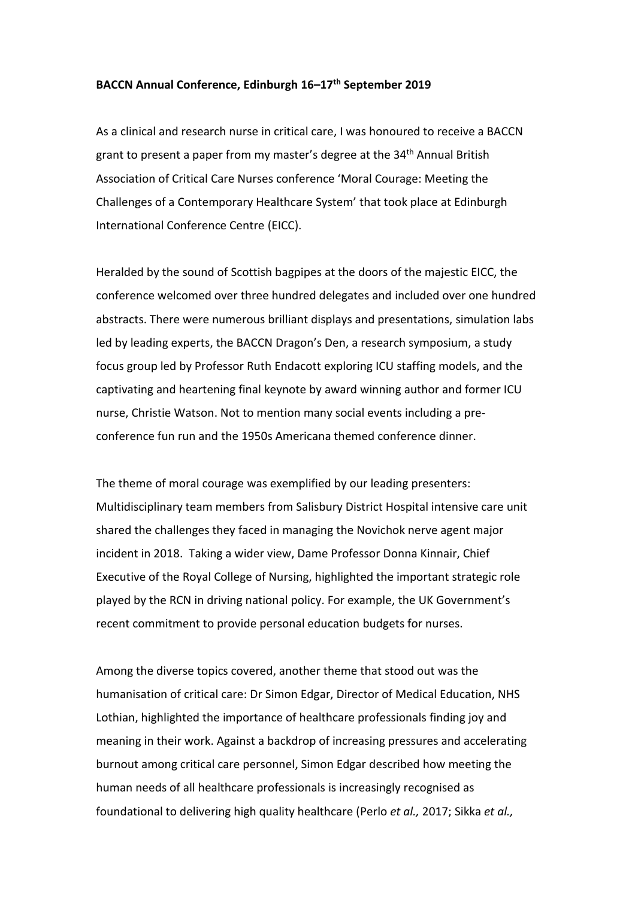**BACCN Annual Conference, Edinburgh 16–17th September 2019**

As a clinical and research nurse in critical care, I was honoured to receive a BACCN grant to present a paper from my master's degree at the 34th Annual British Association of Critical Care Nurses conference 'Moral Courage: Meeting the Challenges of a Contemporary Healthcare System' that took place at Edinburgh International Conference Centre (EICC).

Heralded by the sound of Scottish bagpipes at the doors of the majestic EICC, the conference welcomed over three hundred delegates and included over one hundred abstracts. There were numerous brilliant displays and presentations, simulation labs led by leading experts, the BACCN Dragon's Den, a research symposium, a study focus group led by Professor Ruth Endacott exploring ICU staffing models, and the captivating and heartening final keynote by award winning author and former ICU nurse, Christie Watson. Not to mention many social events including a pre-conference fun run and the 1950s Americana themed conference dinner.

The theme of moral courage was exemplified by our leading presenters: Multidisciplinary team members from Salisbury District Hospital intensive care unit shared the challenges they faced in managing the Novichok nerve agent major incident in 2018. Taking a wider view, Dame Professor Donna Kinnair, Chief Executive of the Royal College of Nursing, highlighted the important strategic role played by the RCN in driving national policy. For example, the UK Government's recent commitment to provide personal education budgets for nurses.

Among the diverse topics covered, another theme that stood out was the humanisation of critical care: Dr Simon Edgar, Director of Medical Education, NHS Lothian, highlighted the importance of healthcare professionals finding joy and meaning in their work. Against a backdrop of increasing pressures and accelerating burnout among critical care personnel, Simon Edgar described how meeting the human needs of all healthcare professionals is increasingly recognised as foundational to delivering high quality healthcare (Perlo *et al.,* 2017; Sikka *et al.,*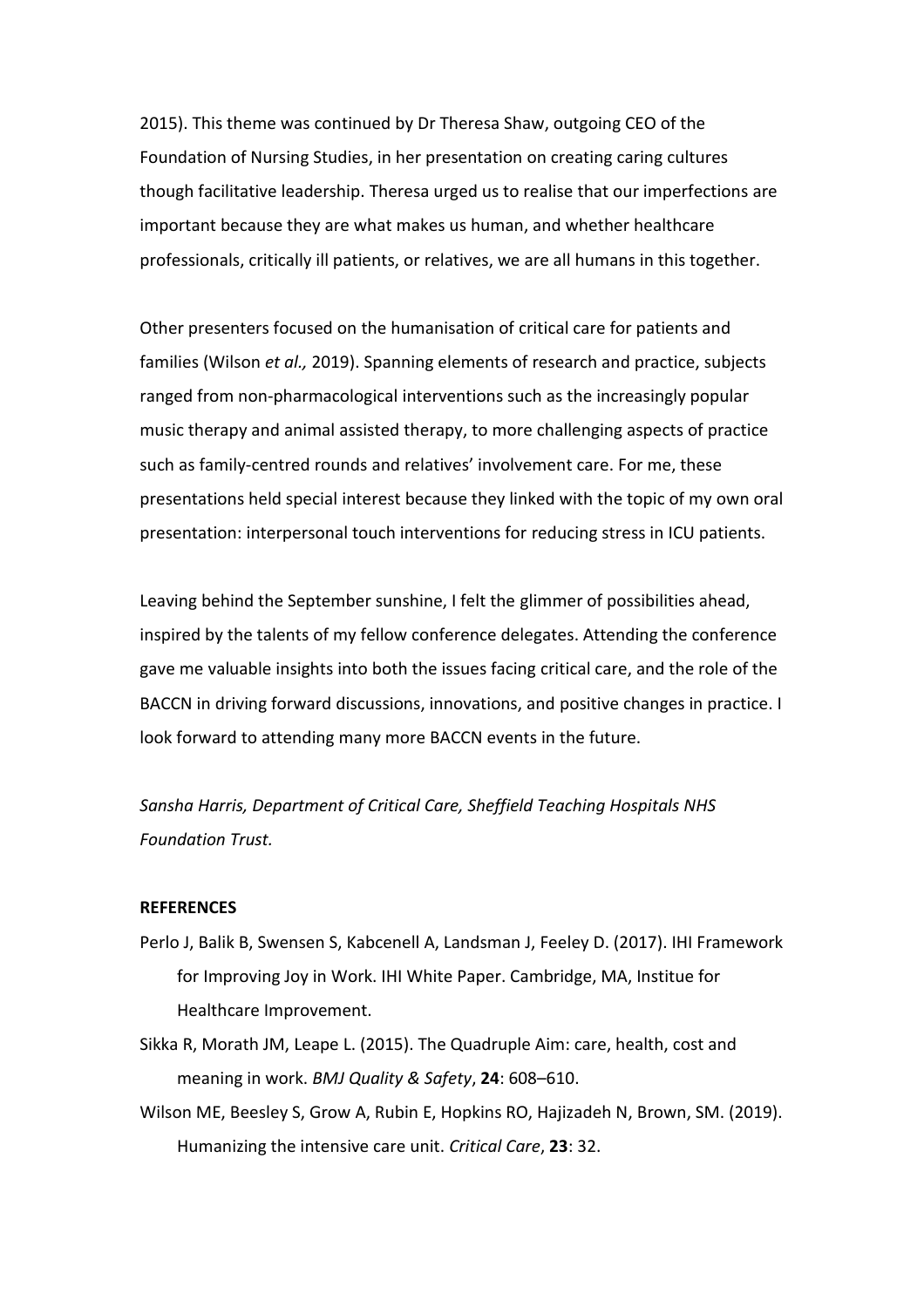2015). This theme was continued by Dr Theresa Shaw, outgoing CEO of the Foundation of Nursing Studies, in her presentation on creating caring cultures though facilitative leadership. Theresa urged us to realise that our imperfections are important because they are what makes us human, and whether healthcare professionals, critically ill patients, or relatives, we are all humans in this together.

Other presenters focused on the humanisation of critical care for patients and families (Wilson *et al.,* 2019). Spanning elements of research and practice, subjects ranged from non-pharmacological interventions such as the increasingly popular music therapy and animal assisted therapy, to more challenging aspects of practice such as family-centred rounds and relatives' involvement care. For me, these presentations held special interest because they linked with the topic of my own oral presentation: interpersonal touch interventions for reducing stress in ICU patients.

Leaving behind the September sunshine, I felt the glimmer of possibilities ahead, inspired by the talents of my fellow conference delegates. Attending the conference gave me valuable insights into both the issues facing critical care, and the role of the BACCN in driving forward discussions, innovations, and positive changes in practice. I look forward to attending many more BACCN events in the future.

*Sansha Harris, Department of Critical Care, Sheffield Teaching Hospitals NHS Foundation Trust.*

**REFERENCES**

Perlo J, Balik B, Swensen S, Kabcenell A, Landsman J, Feeley D. (2017). IHI Framework for Improving Joy in Work. IHI White Paper. Cambridge, MA, Institue for Healthcare Improvement.

Sikka R, Morath JM, Leape L. (2015). The Quadruple Aim: care, health, cost and meaning in work. *BMJ Quality & Safety*, **24**: 608–610.

Wilson ME, Beesley S, Grow A, Rubin E, Hopkins RO, Hajizadeh N, Brown, SM. (2019). Humanizing the intensive care unit. *Critical Care*, **23**: 32.